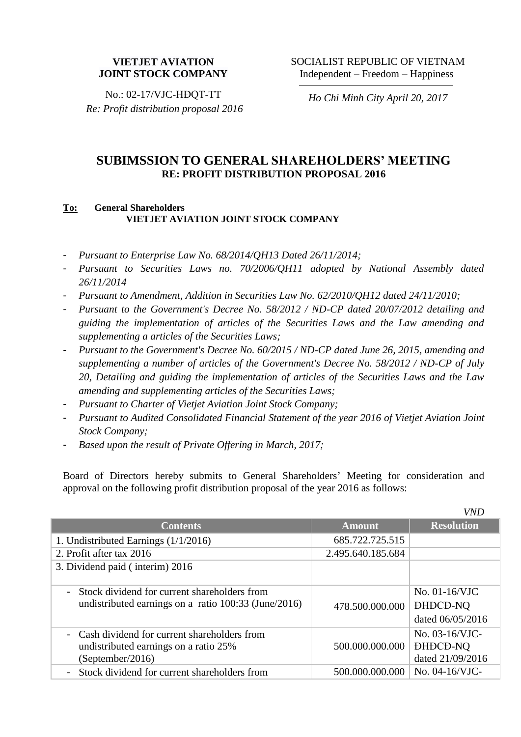**VIETJET AVIATION JOINT STOCK COMPANY**

No.: 02-17/VJC-HĐQT-TT

*Re: Profit distribution proposal 2016*

SOCIALIST REPUBLIC OF VIETNAM

Independent – Freedom – Happiness

*Ho Chi Minh City April 20, 2017*

# SUBIMSSION TO GENERAL SHAREHOLDERS' MEETING

## RE: PROFIT DISTRIBUTION PROPOSAL 2016

**To: General Shareholders**
**VIETJET AVIATION JOINT STOCK COMPANY**

- *Pursuant to Enterprise Law No. 68/2014/QH13 Dated 26/11/2014;*
- *Pursuant to Securities Laws no. 70/2006/QH11 adopted by National Assembly dated 26/11/2014*
- *Pursuant to Amendment, Addition in Securities Law No. 62/2010/QH12 dated 24/11/2010;*
- *Pursuant to the Government's Decree No. 58/2012 / ND-CP dated 20/07/2012 detailing and guiding the implementation of articles of the Securities Laws and the Law amending and supplementing a articles of the Securities Laws;*
- *Pursuant to the Government's Decree No. 60/2015 / ND-CP dated June 26, 2015, amending and supplementing a number of articles of the Government's Decree No. 58/2012 / ND-CP of July 20, Detailing and guiding the implementation of articles of the Securities Laws and the Law amending and supplementing articles of the Securities Laws;*
- *Pursuant to Charter of Vietjet Aviation Joint Stock Company;*
- *Pursuant to Audited Consolidated Financial Statement of the year 2016 of Vietjet Aviation Joint Stock Company;*
- *Based upon the result of Private Offering in March, 2017;*

Board of Directors hereby submits to General Shareholders' Meeting for consideration and approval on the following profit distribution proposal of the year 2016 as follows:

*VND*

| Contents | Amount | Resolution |
|---|---|---|
| 1. Undistributed Earnings (1/1/2016) | 685.722.725.515 | |
| 2. Profit after tax 2016 | 2.495.640.185.684 | |
| 3. Dividend paid ( interim) 2016 | | |
| - Stock dividend for current shareholders from undistributed earnings on a ratio 100:33 (June/2016) | 478.500.000.000 | No. 01-16/VJC ĐHĐCĐ-NQ dated 06/05/2016 |
| - Cash dividend for current shareholders from undistributed earnings on a ratio 25% (September/2016) | 500.000.000.000 | No. 03-16/VJC-ĐHĐCĐ-NQ dated 21/09/2016 |
| - Stock dividend for current shareholders from | 500.000.000.000 | No. 04-16/VJC- |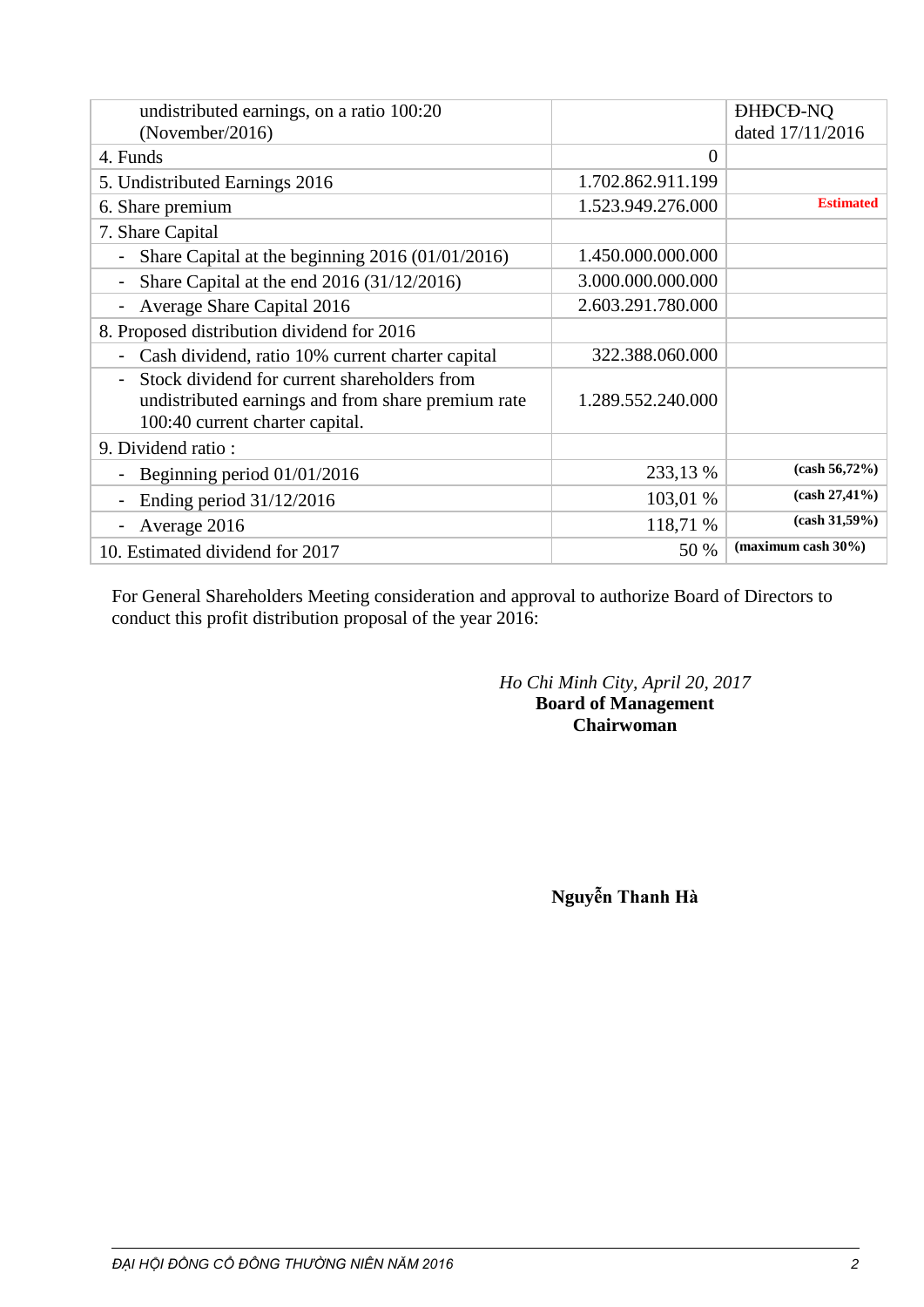| | | |
|---|---|---|
| undistributed earnings, on a ratio 100:20 (November/2016) | | ĐHĐCĐ-NQ dated 17/11/2016 |
| 4. Funds | 0 | |
| 5. Undistributed Earnings 2016 | 1.702.862.911.199 | |
| 6. Share premium | 1.523.949.276.000 | **Estimated** |
| 7. Share Capital | | |
| - Share Capital at the beginning 2016 (01/01/2016) | 1.450.000.000.000 | |
| - Share Capital at the end 2016 (31/12/2016) | 3.000.000.000.000 | |
| - Average Share Capital 2016 | 2.603.291.780.000 | |
| 8. Proposed distribution dividend for 2016 | | |
| - Cash dividend, ratio 10% current charter capital | 322.388.060.000 | |
| - Stock dividend for current shareholders from undistributed earnings and from share premium rate 100:40 current charter capital. | 1.289.552.240.000 | |
| 9. Dividend ratio : | | |
| - Beginning period 01/01/2016 | 233,13 % | **(cash 56,72%)** |
| - Ending period 31/12/2016 | 103,01 % | **(cash 27,41%)** |
| - Average 2016 | 118,71 % | **(cash 31,59%)** |
| 10. Estimated dividend for 2017 | 50 % | **(maximum cash 30%)** |

For General Shareholders Meeting consideration and approval to authorize Board of Directors to conduct this profit distribution proposal of the year 2016:

*Ho Chi Minh City, April 20, 2017*
**Board of Management**
**Chairwoman**

**Nguyễn Thanh Hà**